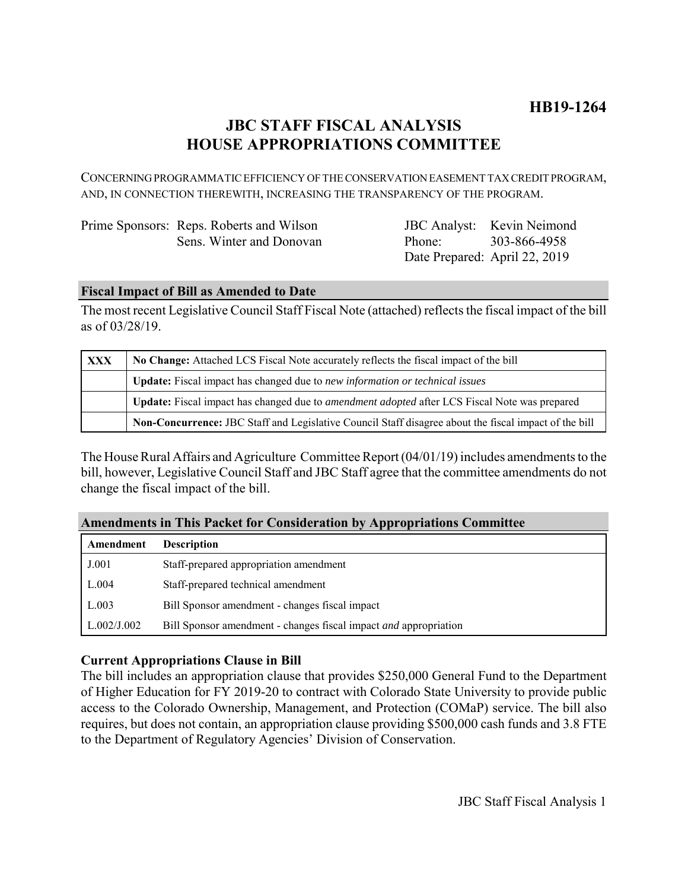**HB19-1264**

# JBC STAFF FISCAL ANALYSIS
# HOUSE APPROPRIATIONS COMMITTEE

CONCERNING PROGRAMMATIC EFFICIENCY OF THE CONSERVATION EASEMENT TAX CREDIT PROGRAM, AND, IN CONNECTION THEREWITH, INCREASING THE TRANSPARENCY OF THE PROGRAM.

| | |
|---|---|
| Prime Sponsors: Reps. Roberts and Wilson<br>Sens. Winter and Donovan | JBC Analyst: Kevin Neimond<br>Phone: 303-866-4958<br>Date Prepared: April 22, 2019 |

## Fiscal Impact of Bill as Amended to Date

The most recent Legislative Council Staff Fiscal Note (attached) reflects the fiscal impact of the bill as of 03/28/19.

| | |
|---|---|
| **XXX** | **No Change:** Attached LCS Fiscal Note accurately reflects the fiscal impact of the bill |
| | **Update:** Fiscal impact has changed due to *new information or technical issues* |
| | **Update:** Fiscal impact has changed due to *amendment adopted* after LCS Fiscal Note was prepared |
| | **Non-Concurrence:** JBC Staff and Legislative Council Staff disagree about the fiscal impact of the bill |

The House Rural Affairs and Agriculture Committee Report (04/01/19) includes amendments to the bill, however, Legislative Council Staff and JBC Staff agree that the committee amendments do not change the fiscal impact of the bill.

## Amendments in This Packet for Consideration by Appropriations Committee

| Amendment | Description |
|---|---|
| J.001 | Staff-prepared appropriation amendment |
| L.004 | Staff-prepared technical amendment |
| L.003 | Bill Sponsor amendment - changes fiscal impact |
| L.002/J.002 | Bill Sponsor amendment - changes fiscal impact *and* appropriation |

### Current Appropriations Clause in Bill

The bill includes an appropriation clause that provides $250,000 General Fund to the Department of Higher Education for FY 2019-20 to contract with Colorado State University to provide public access to the Colorado Ownership, Management, and Protection (COMaP) service. The bill also requires, but does not contain, an appropriation clause providing $500,000 cash funds and 3.8 FTE to the Department of Regulatory Agencies' Division of Conservation.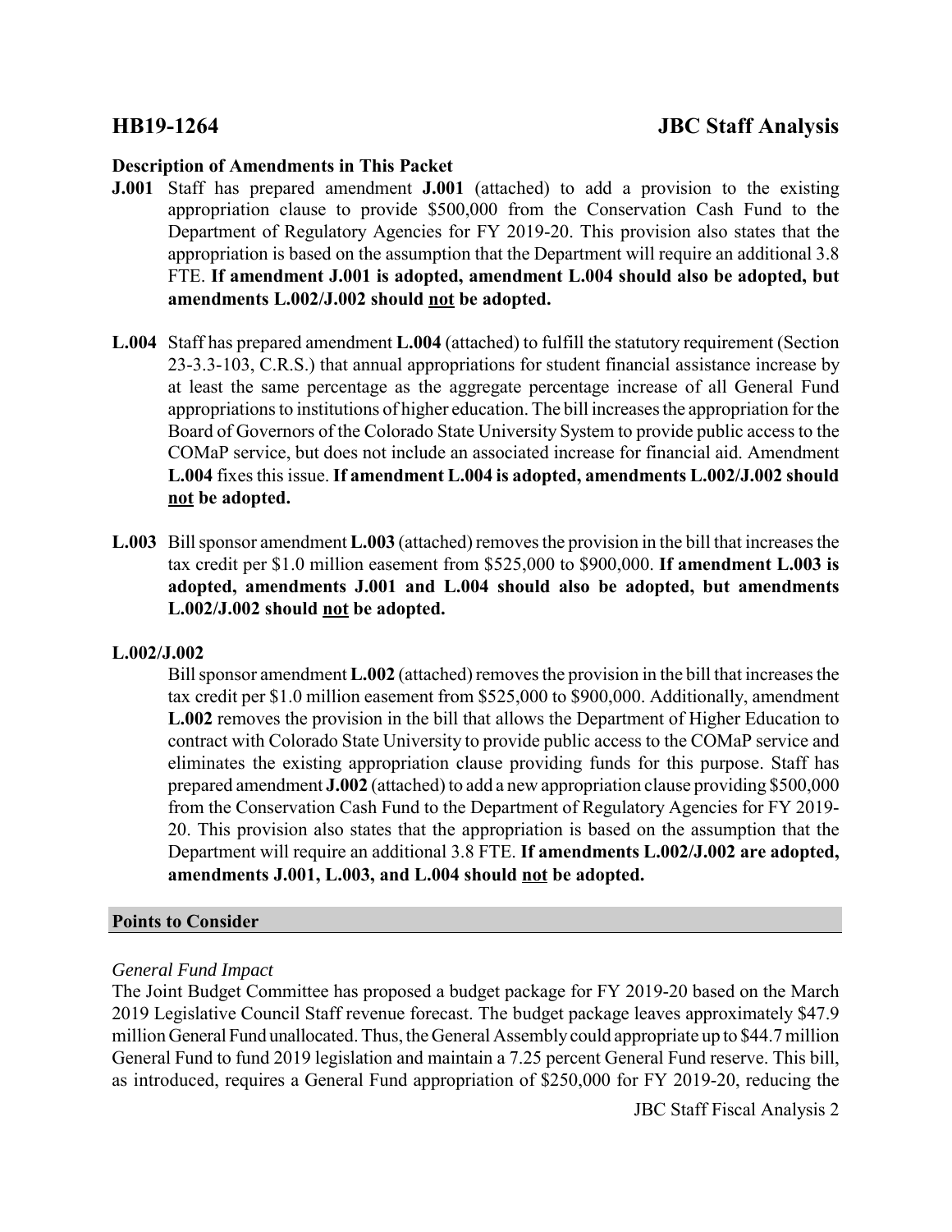**Description of Amendments in This Packet**

**J.001** Staff has prepared amendment **J.001** (attached) to add a provision to the existing appropriation clause to provide $500,000 from the Conservation Cash Fund to the Department of Regulatory Agencies for FY 2019-20. This provision also states that the appropriation is based on the assumption that the Department will require an additional 3.8 FTE. **If amendment J.001 is adopted, amendment L.004 should also be adopted, but amendments L.002/J.002 should not be adopted.**

**L.004** Staff has prepared amendment **L.004** (attached) to fulfill the statutory requirement (Section 23-3.3-103, C.R.S.) that annual appropriations for student financial assistance increase by at least the same percentage as the aggregate percentage increase of all General Fund appropriations to institutions of higher education. The bill increases the appropriation for the Board of Governors of the Colorado State University System to provide public access to the COMaP service, but does not include an associated increase for financial aid. Amendment **L.004** fixes this issue. **If amendment L.004 is adopted, amendments L.002/J.002 should not be adopted.**

**L.003** Bill sponsor amendment **L.003** (attached) removes the provision in the bill that increases the tax credit per $1.0 million easement from $525,000 to $900,000. **If amendment L.003 is adopted, amendments J.001 and L.004 should also be adopted, but amendments L.002/J.002 should not be adopted.**

**L.002/J.002**

Bill sponsor amendment **L.002** (attached) removes the provision in the bill that increases the tax credit per $1.0 million easement from $525,000 to $900,000. Additionally, amendment **L.002** removes the provision in the bill that allows the Department of Higher Education to contract with Colorado State University to provide public access to the COMaP service and eliminates the existing appropriation clause providing funds for this purpose. Staff has prepared amendment **J.002** (attached) to add a new appropriation clause providing $500,000 from the Conservation Cash Fund to the Department of Regulatory Agencies for FY 2019-20. This provision also states that the appropriation is based on the assumption that the Department will require an additional 3.8 FTE. **If amendments L.002/J.002 are adopted, amendments J.001, L.003, and L.004 should not be adopted.**

## Points to Consider

*General Fund Impact*

The Joint Budget Committee has proposed a budget package for FY 2019-20 based on the March 2019 Legislative Council Staff revenue forecast. The budget package leaves approximately $47.9 million General Fund unallocated. Thus, the General Assembly could appropriate up to $44.7 million General Fund to fund 2019 legislation and maintain a 7.25 percent General Fund reserve. This bill, as introduced, requires a General Fund appropriation of $250,000 for FY 2019-20, reducing the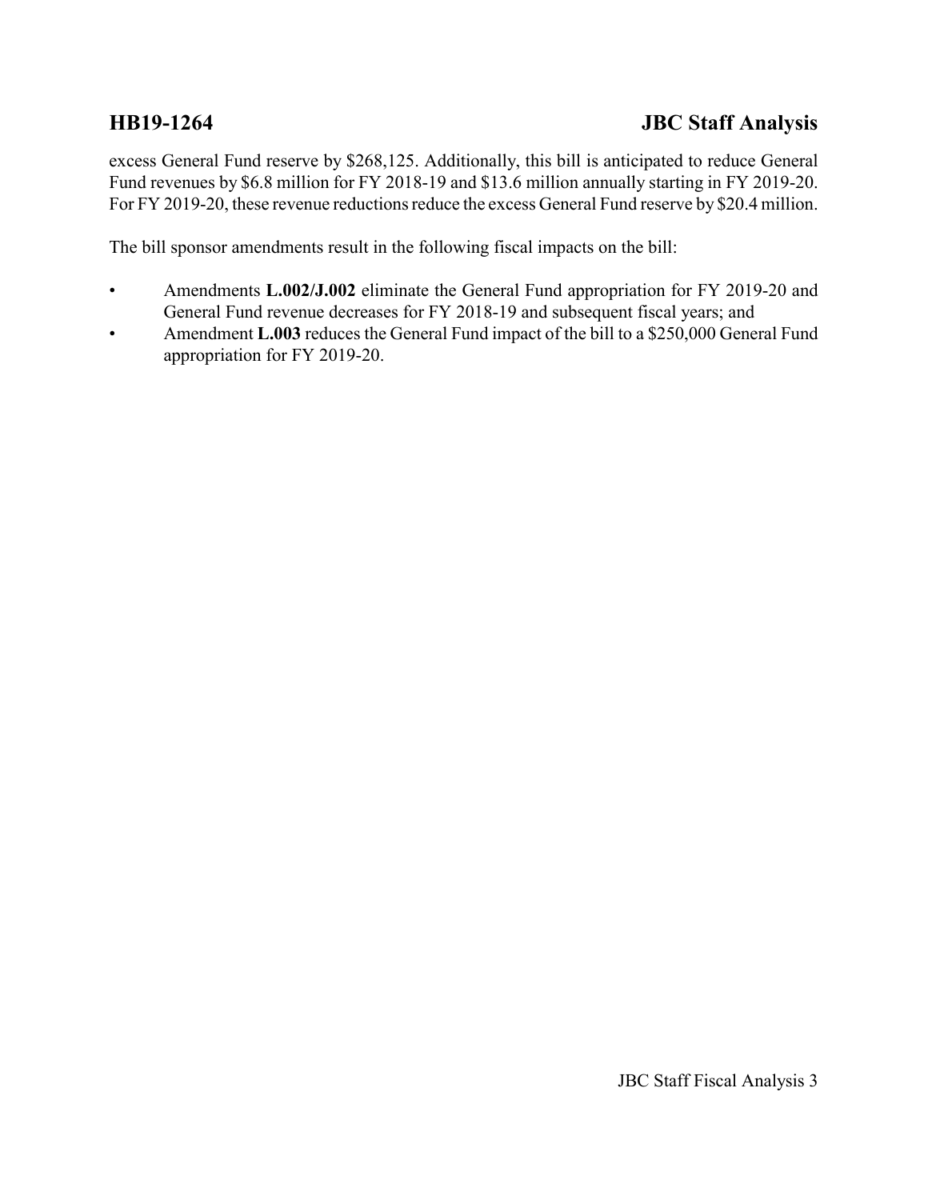excess General Fund reserve by $268,125. Additionally, this bill is anticipated to reduce General Fund revenues by $6.8 million for FY 2018-19 and $13.6 million annually starting in FY 2019-20. For FY 2019-20, these revenue reductions reduce the excess General Fund reserve by $20.4 million.

The bill sponsor amendments result in the following fiscal impacts on the bill:

- Amendments **L.002/J.002** eliminate the General Fund appropriation for FY 2019-20 and General Fund revenue decreases for FY 2018-19 and subsequent fiscal years; and
- Amendment **L.003** reduces the General Fund impact of the bill to a $250,000 General Fund appropriation for FY 2019-20.